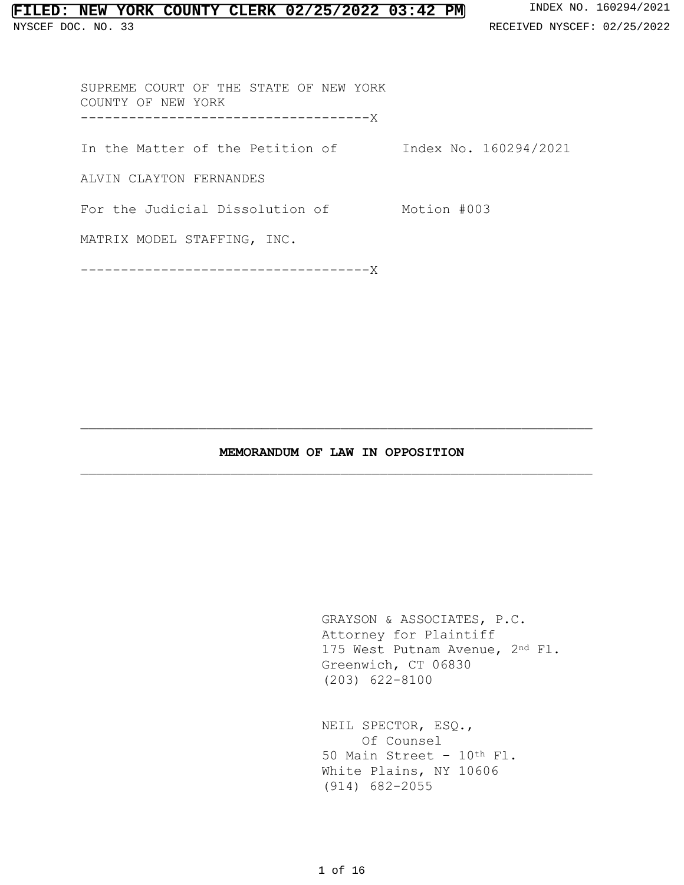SUPREME COURT OF THE STATE OF NEW YORK
COUNTY OF NEW YORK
------------------------------------X

In the Matter of the Petition of        Index No. 160294/2021

ALVIN CLAYTON FERNANDES

For the Judicial Dissolution of         Motion #003

MATRIX MODEL STAFFING, INC.

------------------------------------X

---

**MEMORANDUM OF LAW IN OPPOSITION**

---

GRAYSON & ASSOCIATES, P.C.
Attorney for Plaintiff
175 West Putnam Avenue, 2nd Fl.
Greenwich, CT 06830
(203) 622-8100

NEIL SPECTOR, ESQ.,
Of Counsel
50 Main Street – 10th Fl.
White Plains, NY 10606
(914) 682-2055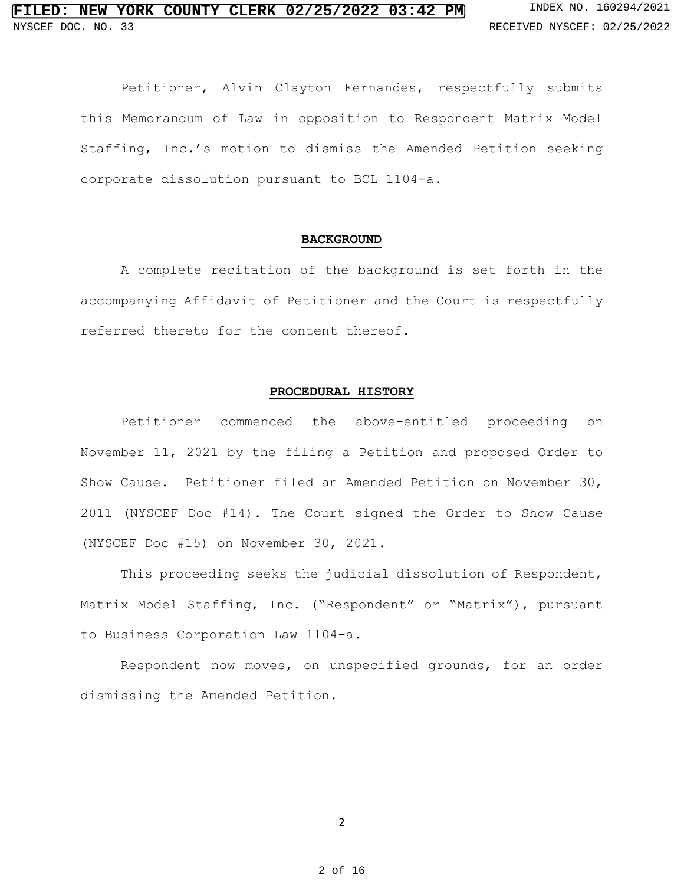Petitioner, Alvin Clayton Fernandes, respectfully submits this Memorandum of Law in opposition to Respondent Matrix Model Staffing, Inc.'s motion to dismiss the Amended Petition seeking corporate dissolution pursuant to BCL 1104-a.

## BACKGROUND

A complete recitation of the background is set forth in the accompanying Affidavit of Petitioner and the Court is respectfully referred thereto for the content thereof.

## PROCEDURAL HISTORY

Petitioner commenced the above-entitled proceeding on November 11, 2021 by the filing a Petition and proposed Order to Show Cause. Petitioner filed an Amended Petition on November 30, 2011 (NYSCEF Doc #14). The Court signed the Order to Show Cause (NYSCEF Doc #15) on November 30, 2021.

This proceeding seeks the judicial dissolution of Respondent, Matrix Model Staffing, Inc. ("Respondent" or "Matrix"), pursuant to Business Corporation Law 1104-a.

Respondent now moves, on unspecified grounds, for an order dismissing the Amended Petition.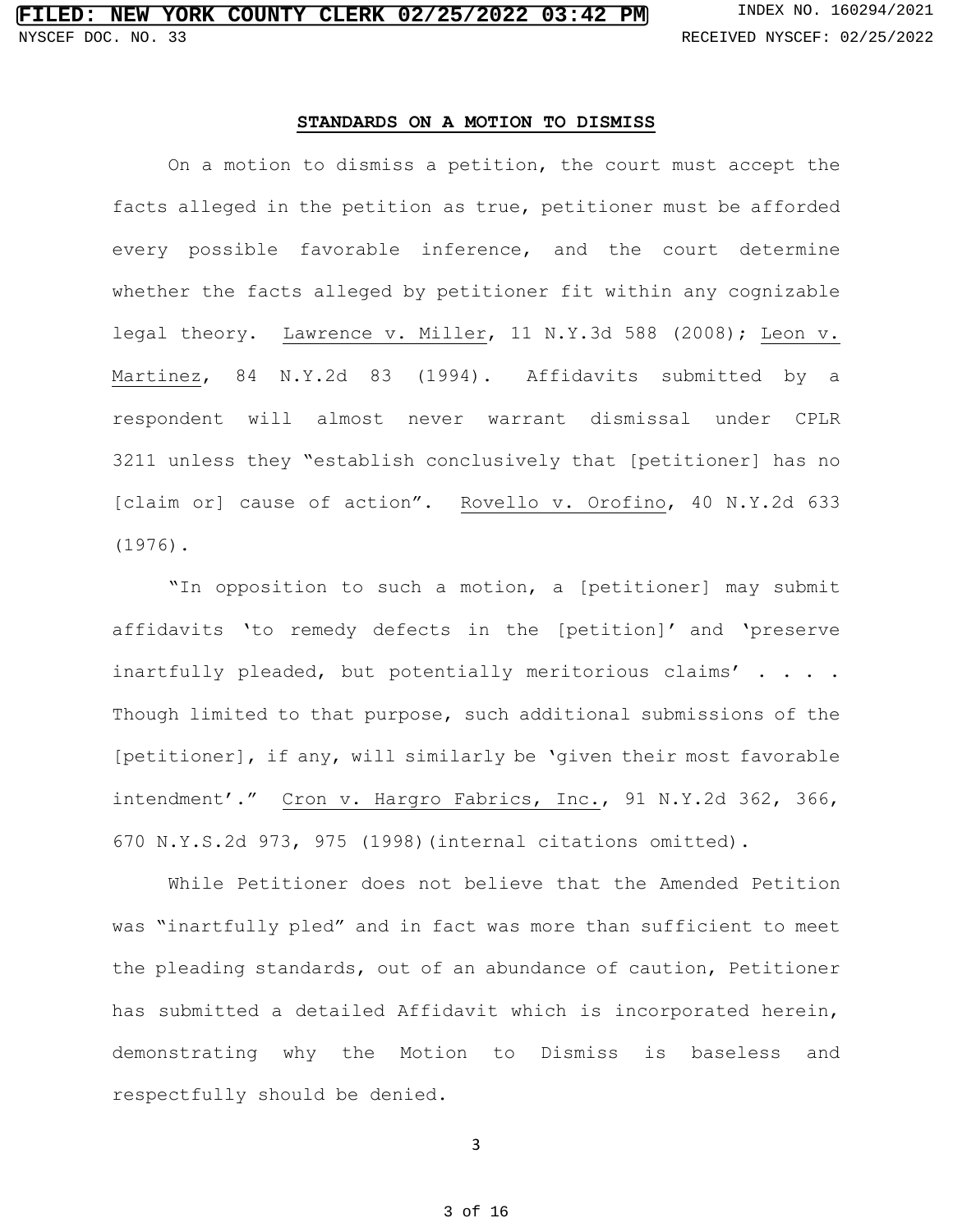## STANDARDS ON A MOTION TO DISMISS

On a motion to dismiss a petition, the court must accept the facts alleged in the petition as true, petitioner must be afforded every possible favorable inference, and the court determine whether the facts alleged by petitioner fit within any cognizable legal theory. Lawrence v. Miller, 11 N.Y.3d 588 (2008); Leon v. Martinez, 84 N.Y.2d 83 (1994). Affidavits submitted by a respondent will almost never warrant dismissal under CPLR 3211 unless they "establish conclusively that [petitioner] has no [claim or] cause of action". Rovello v. Orofino, 40 N.Y.2d 633 (1976).

"In opposition to such a motion, a [petitioner] may submit affidavits 'to remedy defects in the [petition]' and 'preserve inartfully pleaded, but potentially meritorious claims' . . . . Though limited to that purpose, such additional submissions of the [petitioner], if any, will similarly be 'given their most favorable intendment'." Cron v. Hargro Fabrics, Inc., 91 N.Y.2d 362, 366, 670 N.Y.S.2d 973, 975 (1998)(internal citations omitted).

While Petitioner does not believe that the Amended Petition was "inartfully pled" and in fact was more than sufficient to meet the pleading standards, out of an abundance of caution, Petitioner has submitted a detailed Affidavit which is incorporated herein, demonstrating why the Motion to Dismiss is baseless and respectfully should be denied.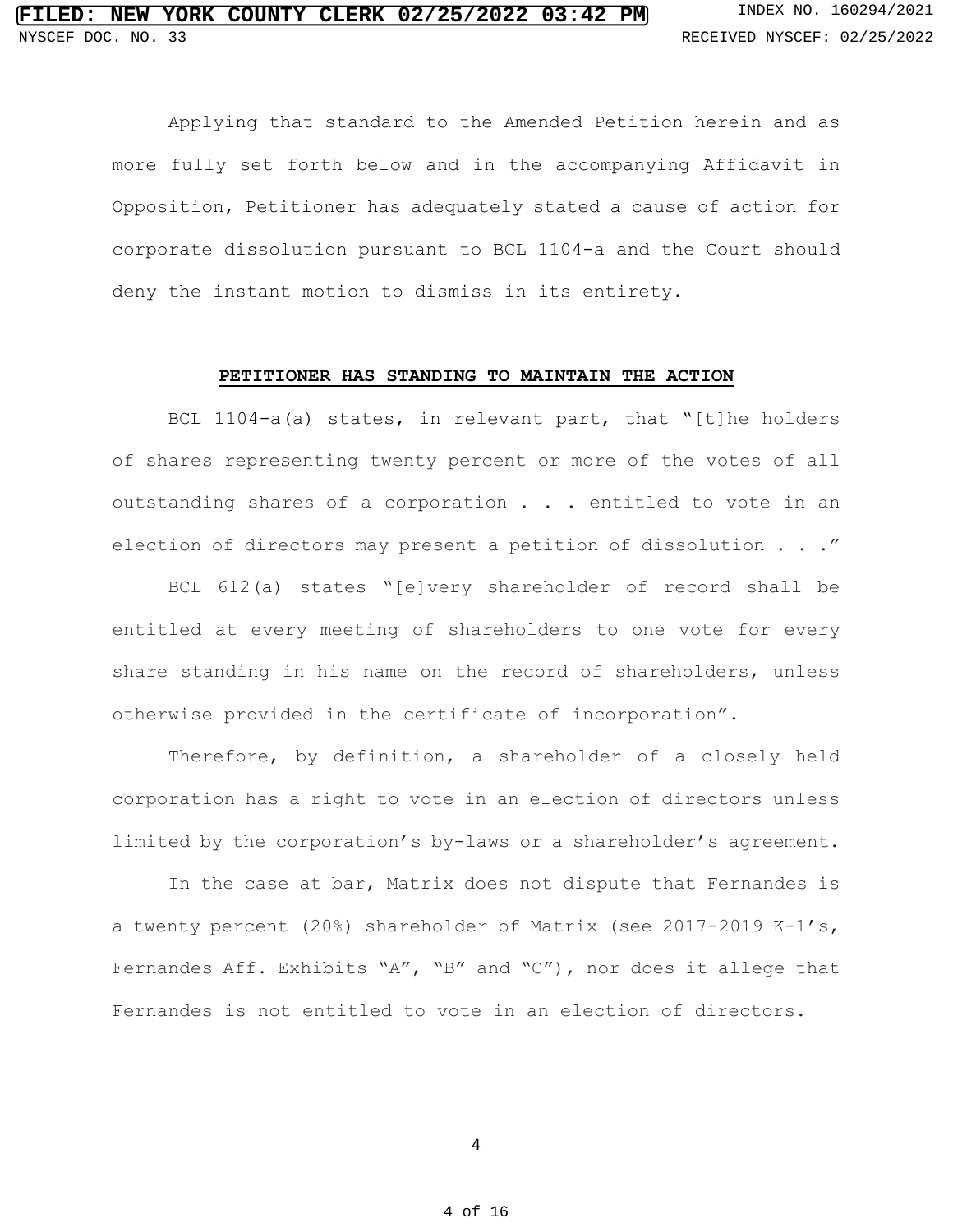Applying that standard to the Amended Petition herein and as more fully set forth below and in the accompanying Affidavit in Opposition, Petitioner has adequately stated a cause of action for corporate dissolution pursuant to BCL 1104-a and the Court should deny the instant motion to dismiss in its entirety.

**PETITIONER HAS STANDING TO MAINTAIN THE ACTION**

BCL 1104-a(a) states, in relevant part, that "[t]he holders of shares representing twenty percent or more of the votes of all outstanding shares of a corporation . . . entitled to vote in an election of directors may present a petition of dissolution . . ."

BCL 612(a) states "[e]very shareholder of record shall be entitled at every meeting of shareholders to one vote for every share standing in his name on the record of shareholders, unless otherwise provided in the certificate of incorporation".

Therefore, by definition, a shareholder of a closely held corporation has a right to vote in an election of directors unless limited by the corporation's by-laws or a shareholder's agreement.

In the case at bar, Matrix does not dispute that Fernandes is a twenty percent (20%) shareholder of Matrix (see 2017-2019 K-1's, Fernandes Aff. Exhibits "A", "B" and "C"), nor does it allege that Fernandes is not entitled to vote in an election of directors.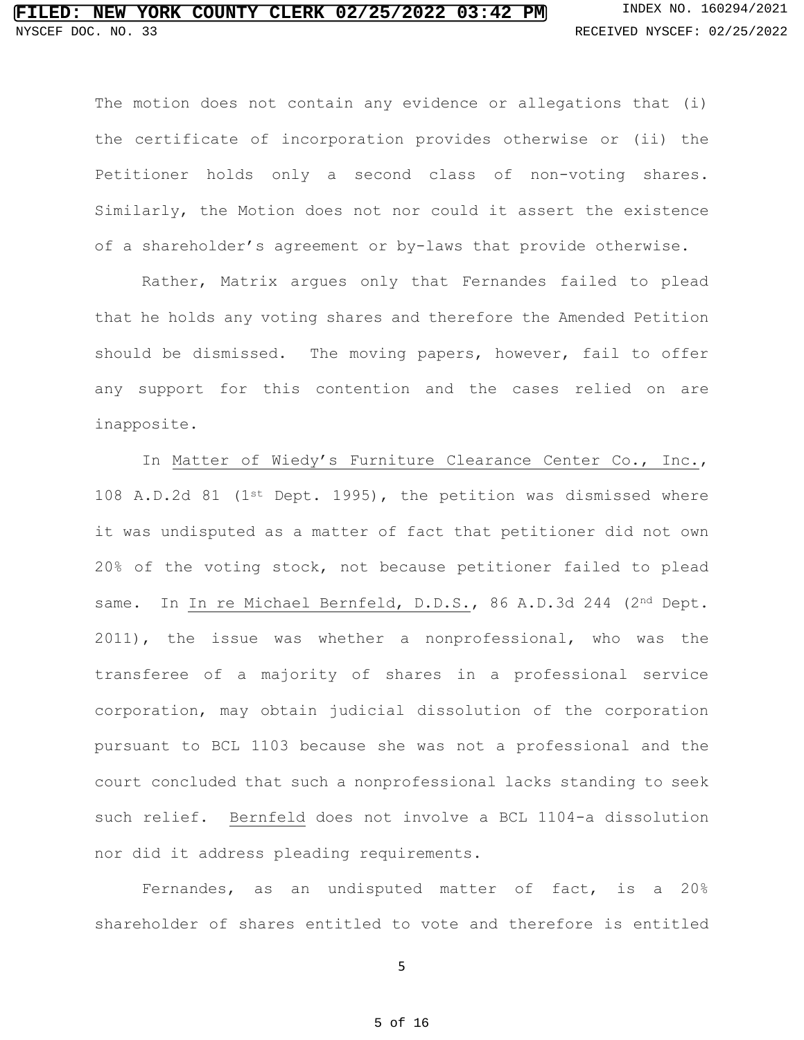The motion does not contain any evidence or allegations that (i) the certificate of incorporation provides otherwise or (ii) the Petitioner holds only a second class of non-voting shares. Similarly, the Motion does not nor could it assert the existence of a shareholder's agreement or by-laws that provide otherwise.

Rather, Matrix argues only that Fernandes failed to plead that he holds any voting shares and therefore the Amended Petition should be dismissed. The moving papers, however, fail to offer any support for this contention and the cases relied on are inapposite.

In Matter of Wiedy's Furniture Clearance Center Co., Inc., 108 A.D.2d 81 (1st Dept. 1995), the petition was dismissed where it was undisputed as a matter of fact that petitioner did not own 20% of the voting stock, not because petitioner failed to plead same. In In re Michael Bernfeld, D.D.S., 86 A.D.3d 244 (2nd Dept. 2011), the issue was whether a nonprofessional, who was the transferee of a majority of shares in a professional service corporation, may obtain judicial dissolution of the corporation pursuant to BCL 1103 because she was not a professional and the court concluded that such a nonprofessional lacks standing to seek such relief. Bernfeld does not involve a BCL 1104-a dissolution nor did it address pleading requirements.

Fernandes, as an undisputed matter of fact, is a 20% shareholder of shares entitled to vote and therefore is entitled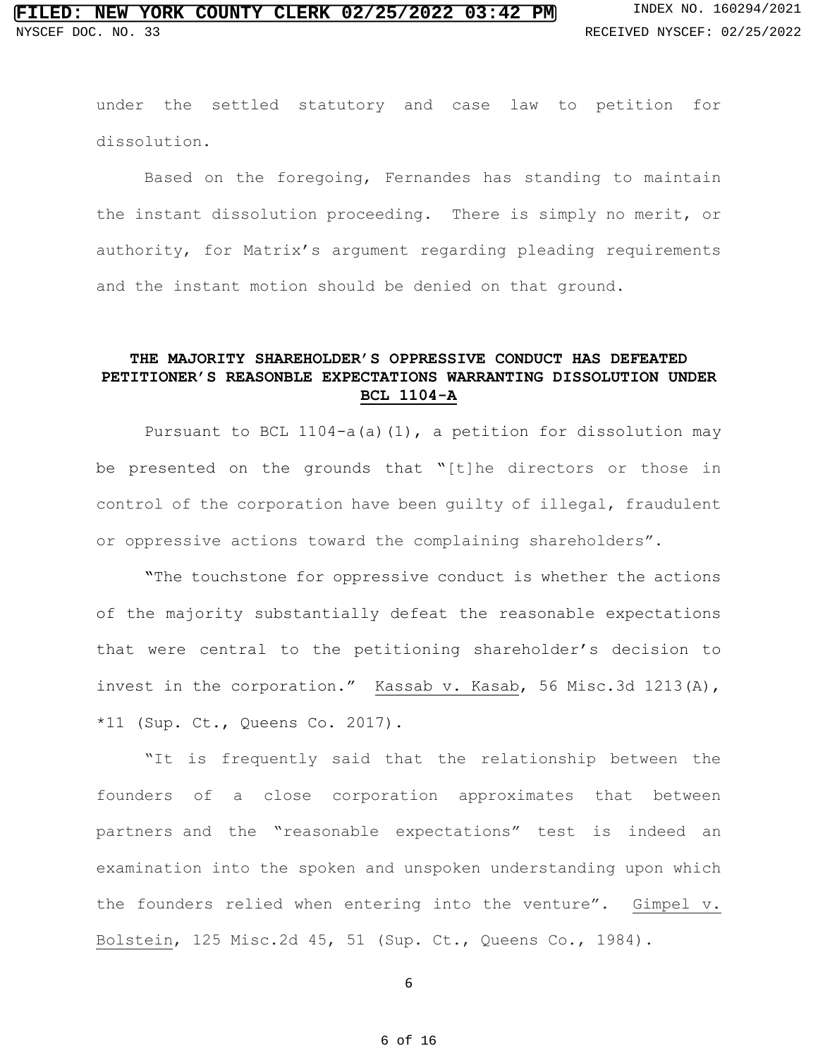under the settled statutory and case law to petition for dissolution.

Based on the foregoing, Fernandes has standing to maintain the instant dissolution proceeding. There is simply no merit, or authority, for Matrix's argument regarding pleading requirements and the instant motion should be denied on that ground.

**THE MAJORITY SHAREHOLDER'S OPPRESSIVE CONDUCT HAS DEFEATED PETITIONER'S REASONBLE EXPECTATIONS WARRANTING DISSOLUTION UNDER BCL 1104-A**

Pursuant to BCL 1104-a(a)(1), a petition for dissolution may be presented on the grounds that "[t]he directors or those in control of the corporation have been guilty of illegal, fraudulent or oppressive actions toward the complaining shareholders".

"The touchstone for oppressive conduct is whether the actions of the majority substantially defeat the reasonable expectations that were central to the petitioning shareholder's decision to invest in the corporation." Kassab v. Kasab, 56 Misc.3d 1213(A), *11 (Sup. Ct., Queens Co. 2017).

"It is frequently said that the relationship between the founders of a close corporation approximates that between partners and the "reasonable expectations" test is indeed an examination into the spoken and unspoken understanding upon which the founders relied when entering into the venture". Gimpel v. Bolstein, 125 Misc.2d 45, 51 (Sup. Ct., Queens Co., 1984).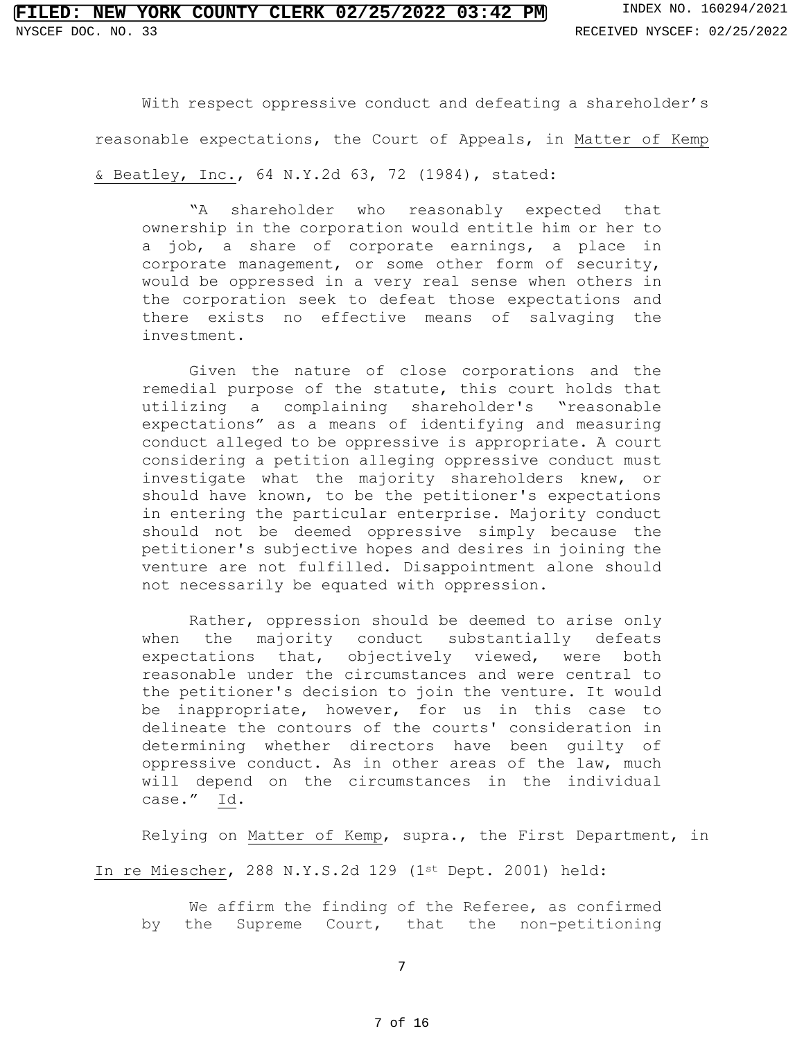With respect oppressive conduct and defeating a shareholder's reasonable expectations, the Court of Appeals, in Matter of Kemp & Beatley, Inc., 64 N.Y.2d 63, 72 (1984), stated:

> "A shareholder who reasonably expected that ownership in the corporation would entitle him or her to a job, a share of corporate earnings, a place in corporate management, or some other form of security, would be oppressed in a very real sense when others in the corporation seek to defeat those expectations and there exists no effective means of salvaging the investment.
>
> Given the nature of close corporations and the remedial purpose of the statute, this court holds that utilizing a complaining shareholder's "reasonable expectations" as a means of identifying and measuring conduct alleged to be oppressive is appropriate. A court considering a petition alleging oppressive conduct must investigate what the majority shareholders knew, or should have known, to be the petitioner's expectations in entering the particular enterprise. Majority conduct should not be deemed oppressive simply because the petitioner's subjective hopes and desires in joining the venture are not fulfilled. Disappointment alone should not necessarily be equated with oppression.
>
> Rather, oppression should be deemed to arise only when the majority conduct substantially defeats expectations that, objectively viewed, were both reasonable under the circumstances and were central to the petitioner's decision to join the venture. It would be inappropriate, however, for us in this case to delineate the contours of the courts' consideration in determining whether directors have been guilty of oppressive conduct. As in other areas of the law, much will depend on the circumstances in the individual case." Id.

Relying on Matter of Kemp, supra., the First Department, in In re Miescher, 288 N.Y.S.2d 129 (1st Dept. 2001) held:

> We affirm the finding of the Referee, as confirmed by the Supreme Court, that the non-petitioning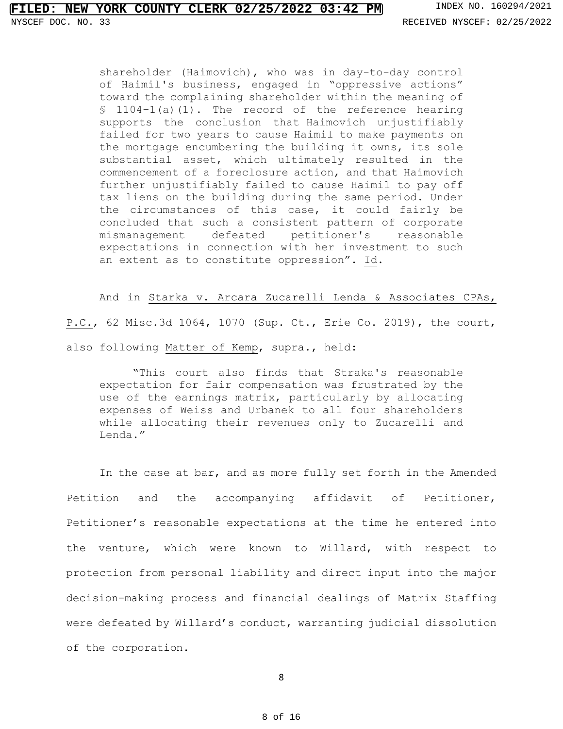> shareholder (Haimovich), who was in day-to-day control of Haimil's business, engaged in "oppressive actions" toward the complaining shareholder within the meaning of § 1104-1(a)(1). The record of the reference hearing supports the conclusion that Haimovich unjustifiably failed for two years to cause Haimil to make payments on the mortgage encumbering the building it owns, its sole substantial asset, which ultimately resulted in the commencement of a foreclosure action, and that Haimovich further unjustifiably failed to cause Haimil to pay off tax liens on the building during the same period. Under the circumstances of this case, it could fairly be concluded that such a consistent pattern of corporate mismanagement defeated petitioner's reasonable expectations in connection with her investment to such an extent as to constitute oppression". Id.

And in Starka v. Arcara Zucarelli Lenda & Associates CPAs, P.C., 62 Misc.3d 1064, 1070 (Sup. Ct., Erie Co. 2019), the court, also following Matter of Kemp, supra., held:

> "This court also finds that Straka's reasonable expectation for fair compensation was frustrated by the use of the earnings matrix, particularly by allocating expenses of Weiss and Urbanek to all four shareholders while allocating their revenues only to Zucarelli and Lenda."

In the case at bar, and as more fully set forth in the Amended Petition and the accompanying affidavit of Petitioner, Petitioner's reasonable expectations at the time he entered into the venture, which were known to Willard, with respect to protection from personal liability and direct input into the major decision-making process and financial dealings of Matrix Staffing were defeated by Willard's conduct, warranting judicial dissolution of the corporation.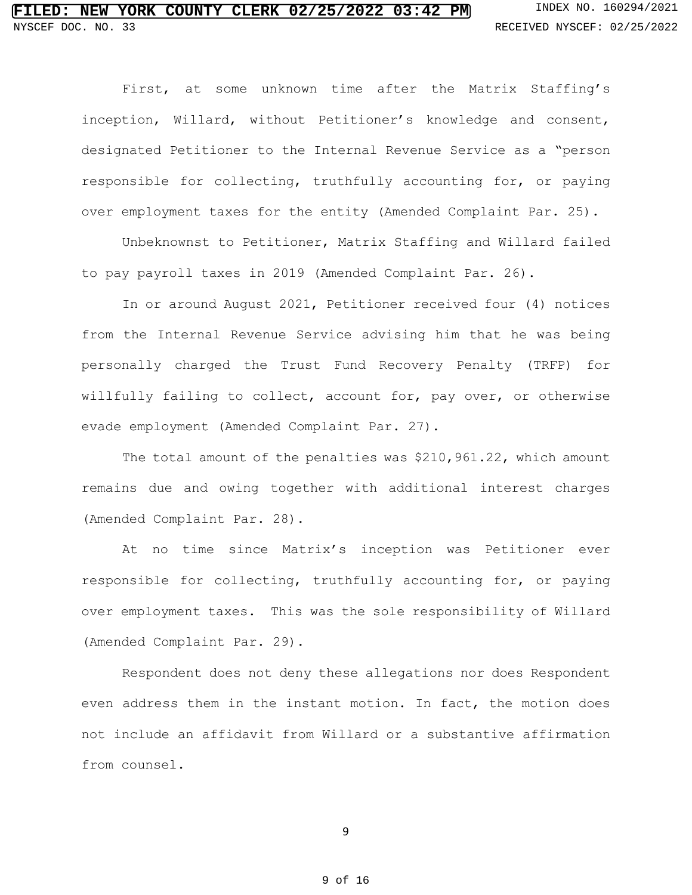First, at some unknown time after the Matrix Staffing's inception, Willard, without Petitioner's knowledge and consent, designated Petitioner to the Internal Revenue Service as a "person responsible for collecting, truthfully accounting for, or paying over employment taxes for the entity (Amended Complaint Par. 25).

Unbeknownst to Petitioner, Matrix Staffing and Willard failed to pay payroll taxes in 2019 (Amended Complaint Par. 26).

In or around August 2021, Petitioner received four (4) notices from the Internal Revenue Service advising him that he was being personally charged the Trust Fund Recovery Penalty (TRFP) for willfully failing to collect, account for, pay over, or otherwise evade employment (Amended Complaint Par. 27).

The total amount of the penalties was $210,961.22, which amount remains due and owing together with additional interest charges (Amended Complaint Par. 28).

At no time since Matrix's inception was Petitioner ever responsible for collecting, truthfully accounting for, or paying over employment taxes. This was the sole responsibility of Willard (Amended Complaint Par. 29).

Respondent does not deny these allegations nor does Respondent even address them in the instant motion. In fact, the motion does not include an affidavit from Willard or a substantive affirmation from counsel.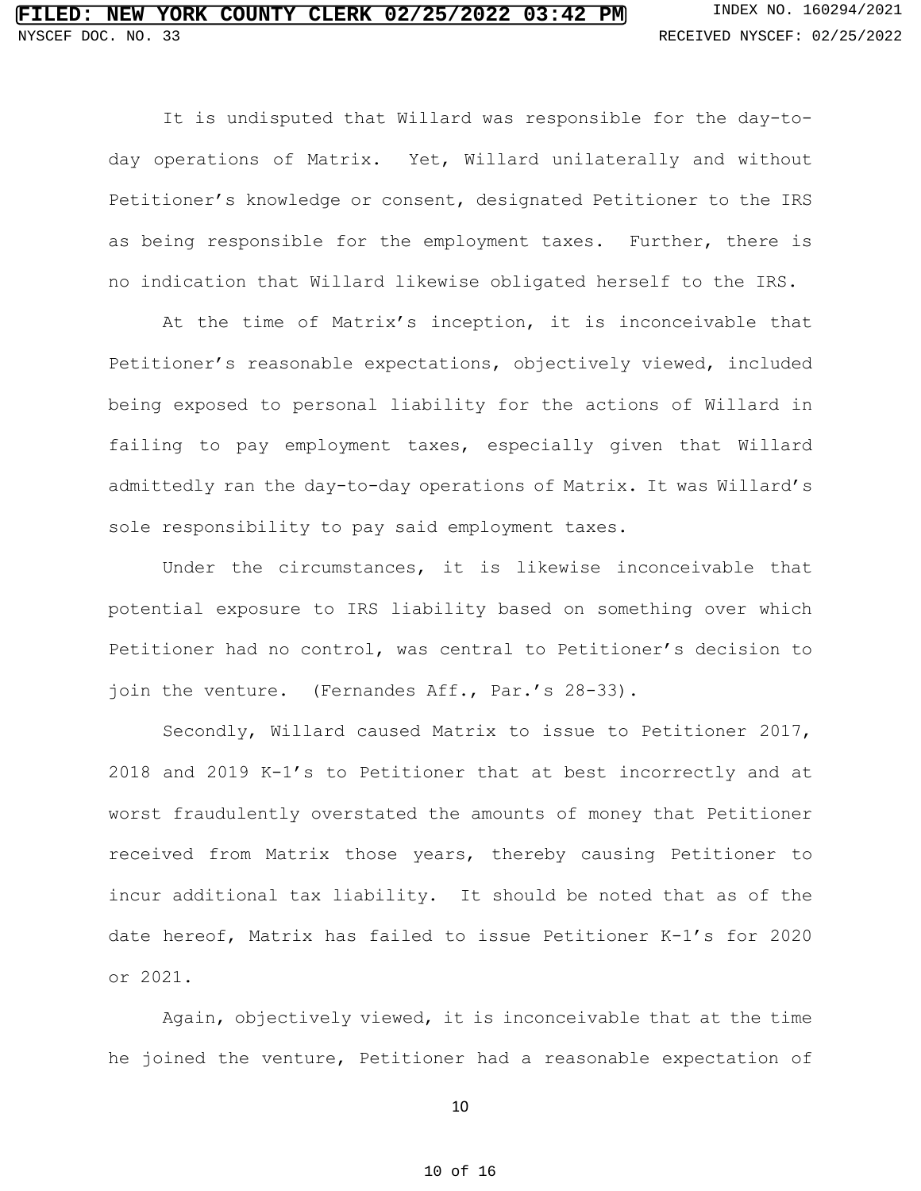It is undisputed that Willard was responsible for the day-to-day operations of Matrix. Yet, Willard unilaterally and without Petitioner's knowledge or consent, designated Petitioner to the IRS as being responsible for the employment taxes. Further, there is no indication that Willard likewise obligated herself to the IRS.

At the time of Matrix's inception, it is inconceivable that Petitioner's reasonable expectations, objectively viewed, included being exposed to personal liability for the actions of Willard in failing to pay employment taxes, especially given that Willard admittedly ran the day-to-day operations of Matrix. It was Willard's sole responsibility to pay said employment taxes.

Under the circumstances, it is likewise inconceivable that potential exposure to IRS liability based on something over which Petitioner had no control, was central to Petitioner's decision to join the venture. (Fernandes Aff., Par.'s 28-33).

Secondly, Willard caused Matrix to issue to Petitioner 2017, 2018 and 2019 K-1's to Petitioner that at best incorrectly and at worst fraudulently overstated the amounts of money that Petitioner received from Matrix those years, thereby causing Petitioner to incur additional tax liability. It should be noted that as of the date hereof, Matrix has failed to issue Petitioner K-1's for 2020 or 2021.

Again, objectively viewed, it is inconceivable that at the time he joined the venture, Petitioner had a reasonable expectation of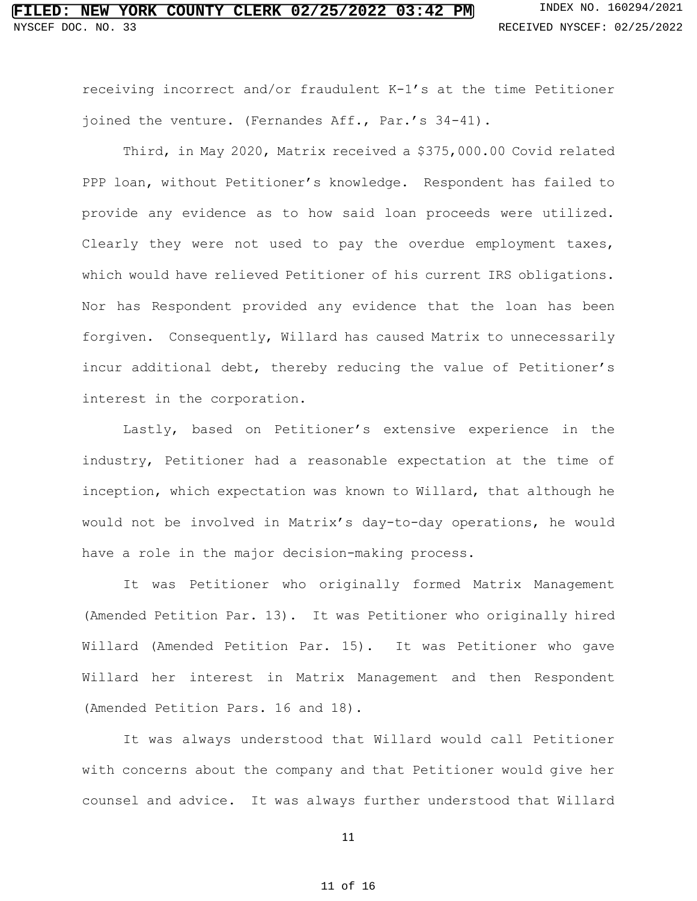receiving incorrect and/or fraudulent K-1's at the time Petitioner joined the venture. (Fernandes Aff., Par.'s 34-41).

Third, in May 2020, Matrix received a $375,000.00 Covid related PPP loan, without Petitioner's knowledge. Respondent has failed to provide any evidence as to how said loan proceeds were utilized. Clearly they were not used to pay the overdue employment taxes, which would have relieved Petitioner of his current IRS obligations. Nor has Respondent provided any evidence that the loan has been forgiven. Consequently, Willard has caused Matrix to unnecessarily incur additional debt, thereby reducing the value of Petitioner's interest in the corporation.

Lastly, based on Petitioner's extensive experience in the industry, Petitioner had a reasonable expectation at the time of inception, which expectation was known to Willard, that although he would not be involved in Matrix's day-to-day operations, he would have a role in the major decision-making process.

It was Petitioner who originally formed Matrix Management (Amended Petition Par. 13). It was Petitioner who originally hired Willard (Amended Petition Par. 15). It was Petitioner who gave Willard her interest in Matrix Management and then Respondent (Amended Petition Pars. 16 and 18).

It was always understood that Willard would call Petitioner with concerns about the company and that Petitioner would give her counsel and advice. It was always further understood that Willard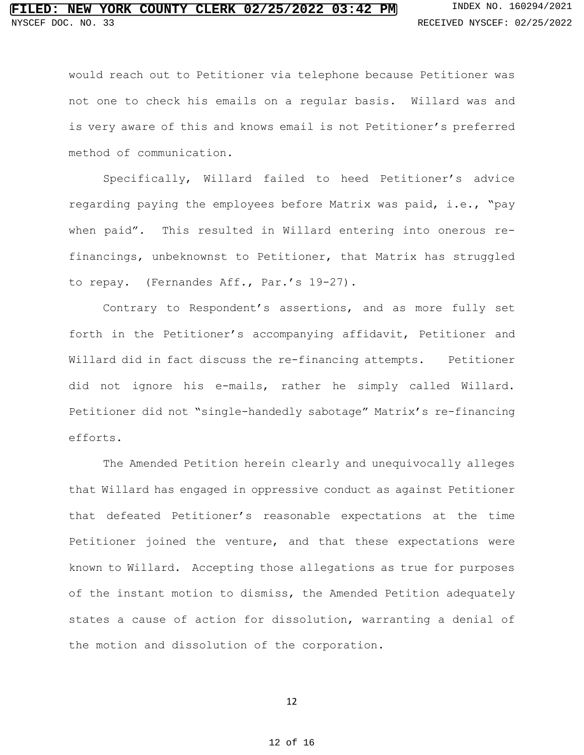would reach out to Petitioner via telephone because Petitioner was not one to check his emails on a regular basis. Willard was and is very aware of this and knows email is not Petitioner's preferred method of communication.

Specifically, Willard failed to heed Petitioner's advice regarding paying the employees before Matrix was paid, i.e., "pay when paid". This resulted in Willard entering into onerous re-financings, unbeknownst to Petitioner, that Matrix has struggled to repay. (Fernandes Aff., Par.'s 19-27).

Contrary to Respondent's assertions, and as more fully set forth in the Petitioner's accompanying affidavit, Petitioner and Willard did in fact discuss the re-financing attempts. Petitioner did not ignore his e-mails, rather he simply called Willard. Petitioner did not "single-handedly sabotage" Matrix's re-financing efforts.

The Amended Petition herein clearly and unequivocally alleges that Willard has engaged in oppressive conduct as against Petitioner that defeated Petitioner's reasonable expectations at the time Petitioner joined the venture, and that these expectations were known to Willard. Accepting those allegations as true for purposes of the instant motion to dismiss, the Amended Petition adequately states a cause of action for dissolution, warranting a denial of the motion and dissolution of the corporation.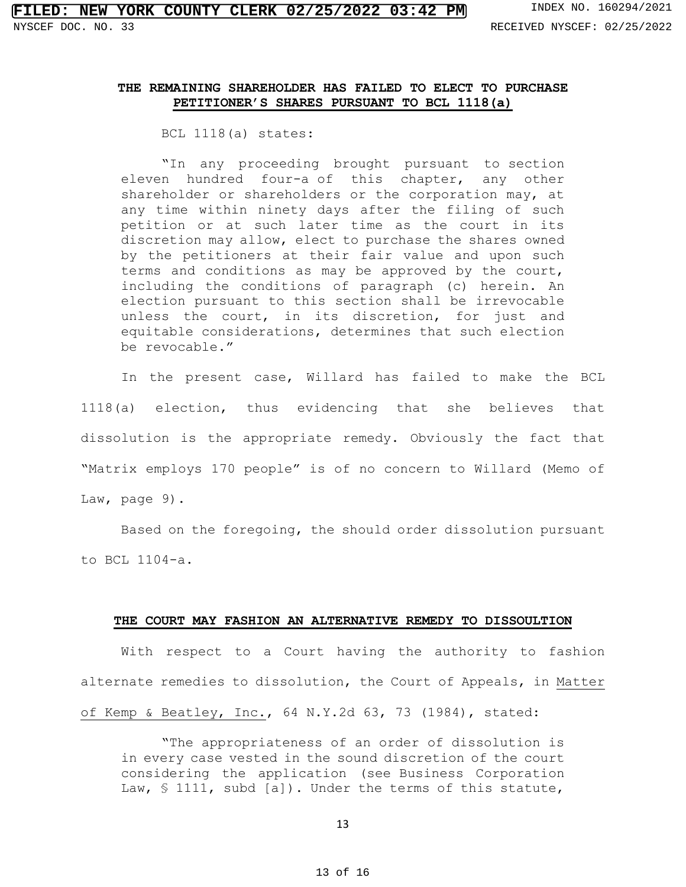**THE REMAINING SHAREHOLDER HAS FAILED TO ELECT TO PURCHASE PETITIONER'S SHARES PURSUANT TO BCL 1118(a)**

BCL 1118(a) states:

> "In any proceeding brought pursuant to section eleven hundred four-a of this chapter, any other shareholder or shareholders or the corporation may, at any time within ninety days after the filing of such petition or at such later time as the court in its discretion may allow, elect to purchase the shares owned by the petitioners at their fair value and upon such terms and conditions as may be approved by the court, including the conditions of paragraph (c) herein. An election pursuant to this section shall be irrevocable unless the court, in its discretion, for just and equitable considerations, determines that such election be revocable."

In the present case, Willard has failed to make the BCL 1118(a) election, thus evidencing that she believes that dissolution is the appropriate remedy. Obviously the fact that "Matrix employs 170 people" is of no concern to Willard (Memo of Law, page 9).

Based on the foregoing, the should order dissolution pursuant to BCL 1104-a.

**THE COURT MAY FASHION AN ALTERNATIVE REMEDY TO DISSOULTION**

With respect to a Court having the authority to fashion alternate remedies to dissolution, the Court of Appeals, in Matter of Kemp & Beatley, Inc., 64 N.Y.2d 63, 73 (1984), stated:

> "The appropriateness of an order of dissolution is in every case vested in the sound discretion of the court considering the application (see Business Corporation Law, § 1111, subd [a]). Under the terms of this statute,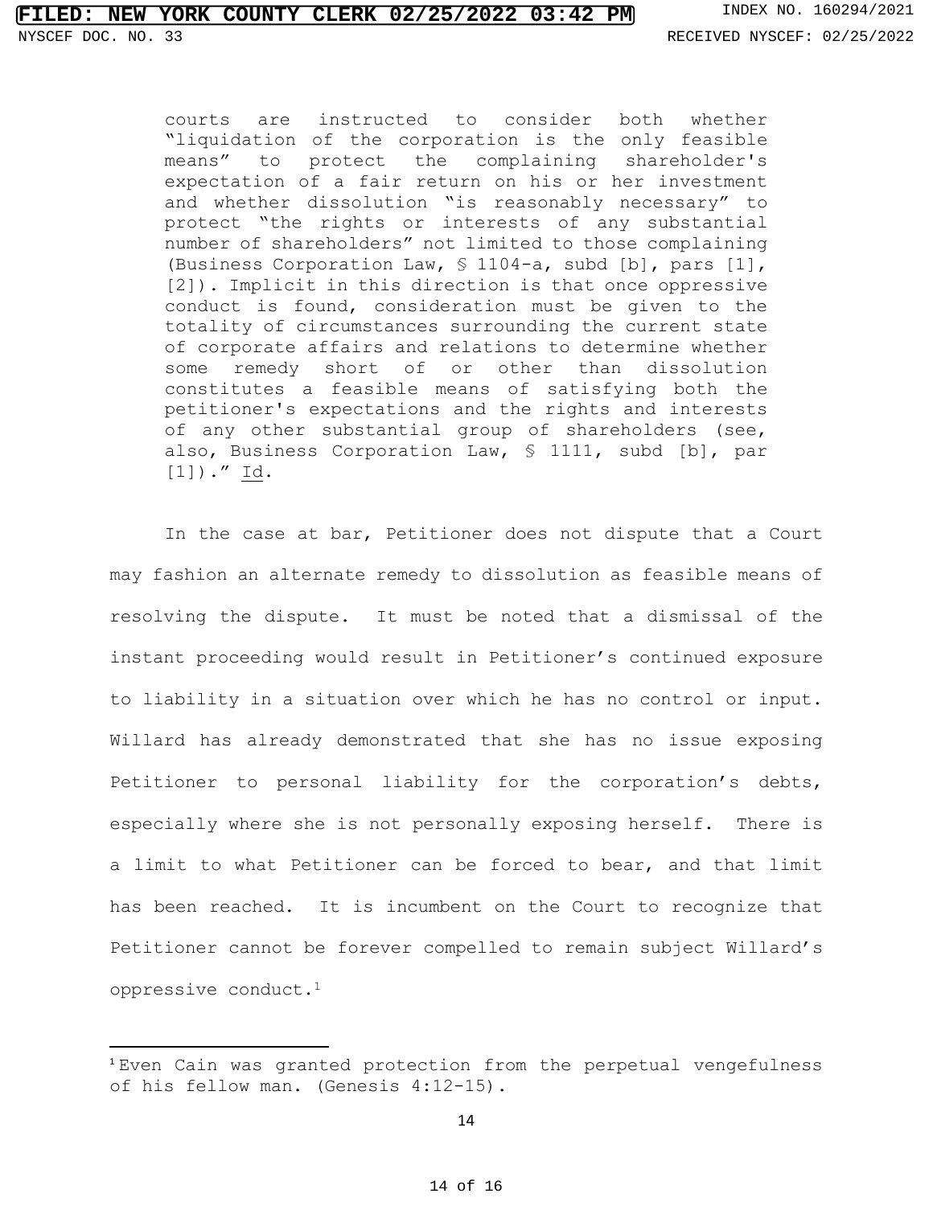> courts are instructed to consider both whether "liquidation of the corporation is the only feasible means" to protect the complaining shareholder's expectation of a fair return on his or her investment and whether dissolution "is reasonably necessary" to protect "the rights or interests of any substantial number of shareholders" not limited to those complaining (Business Corporation Law, § 1104-a, subd [b], pars [1], [2]). Implicit in this direction is that once oppressive conduct is found, consideration must be given to the totality of circumstances surrounding the current state of corporate affairs and relations to determine whether some remedy short of or other than dissolution constitutes a feasible means of satisfying both the petitioner's expectations and the rights and interests of any other substantial group of shareholders (see, also, Business Corporation Law, § 1111, subd [b], par [1])." Id.

In the case at bar, Petitioner does not dispute that a Court may fashion an alternate remedy to dissolution as feasible means of resolving the dispute. It must be noted that a dismissal of the instant proceeding would result in Petitioner's continued exposure to liability in a situation over which he has no control or input. Willard has already demonstrated that she has no issue exposing Petitioner to personal liability for the corporation's debts, especially where she is not personally exposing herself. There is a limit to what Petitioner can be forced to bear, and that limit has been reached. It is incumbent on the Court to recognize that Petitioner cannot be forever compelled to remain subject Willard's oppressive conduct.[1]

---

[1] Even Cain was granted protection from the perpetual vengefulness of his fellow man. (Genesis 4:12-15).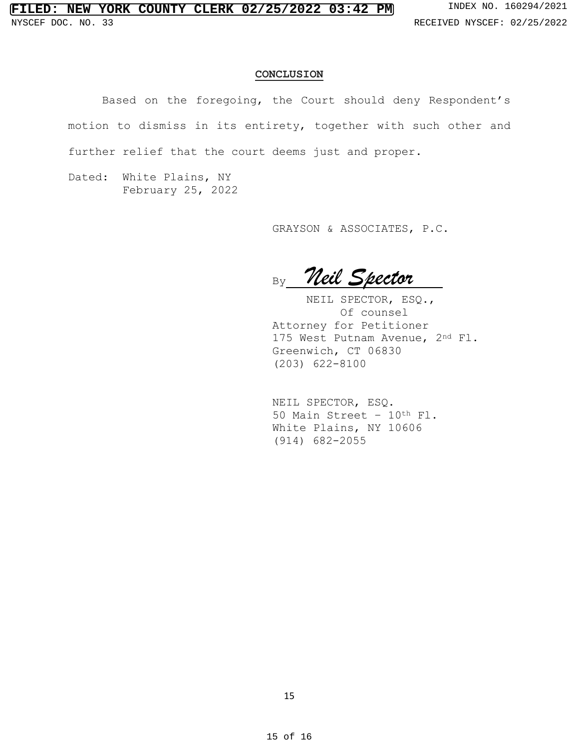## CONCLUSION

Based on the foregoing, the Court should deny Respondent's motion to dismiss in its entirety, together with such other and further relief that the court deems just and proper.

Dated: White Plains, NY
February 25, 2022

GRAYSON & ASSOCIATES, P.C.

By *Neil Spector*

NEIL SPECTOR, ESQ.,
Of counsel
Attorney for Petitioner
175 West Putnam Avenue, 2nd Fl.
Greenwich, CT 06830
(203) 622-8100

NEIL SPECTOR, ESQ.
50 Main Street – 10th Fl.
White Plains, NY 10606
(914) 682-2055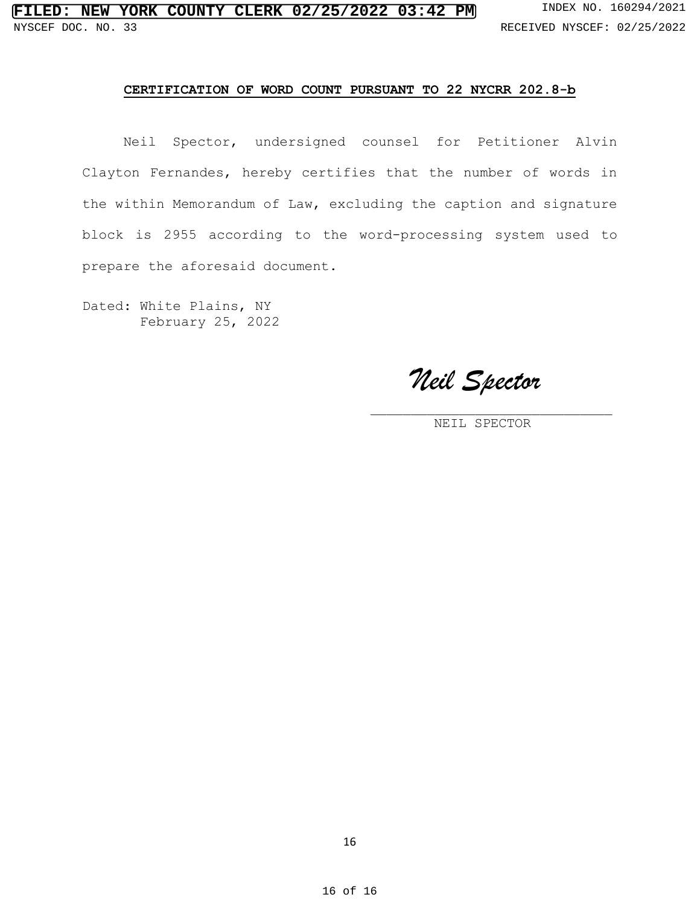**CERTIFICATION OF WORD COUNT PURSUANT TO 22 NYCRR 202.8-b**

Neil Spector, undersigned counsel for Petitioner Alvin Clayton Fernandes, hereby certifies that the number of words in the within Memorandum of Law, excluding the caption and signature block is 2955 according to the word-processing system used to prepare the aforesaid document.

Dated: White Plains, NY
February 25, 2022

*Neil Spector*

\_\_\_\_\_\_\_\_\_\_\_\_\_\_\_\_\_\_\_\_\_\_\_\_\_\_\_\_\_\_

NEIL SPECTOR